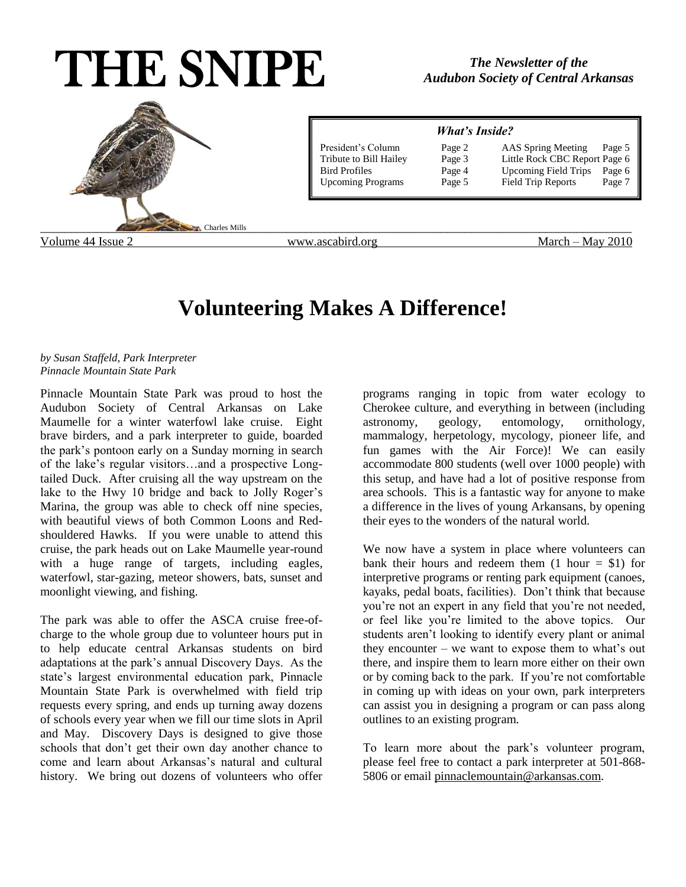# THE SNIPE

*The Newsletter of the Audubon Society of Central Arkansas*

Charles Mills

| *What's Inside?* | | | |
|---|---|---|---|
| President's Column | Page 2 | AAS Spring Meeting | Page 5 |
| Tribute to Bill Hailey | Page 3 | Little Rock CBC Report | Page 6 |
| Bird Profiles | Page 4 | Upcoming Field Trips | Page 6 |
| Upcoming Programs | Page 5 | Field Trip Reports | Page 7 |

Volume 44 Issue 2 www.ascabird.org March – May 2010

# Volunteering Makes A Difference!

*by Susan Staffeld, Park Interpreter*
*Pinnacle Mountain State Park*

Pinnacle Mountain State Park was proud to host the Audubon Society of Central Arkansas on Lake Maumelle for a winter waterfowl lake cruise. Eight brave birders, and a park interpreter to guide, boarded the park's pontoon early on a Sunday morning in search of the lake's regular visitors…and a prospective Long-tailed Duck. After cruising all the way upstream on the lake to the Hwy 10 bridge and back to Jolly Roger's Marina, the group was able to check off nine species, with beautiful views of both Common Loons and Red-shouldered Hawks. If you were unable to attend this cruise, the park heads out on Lake Maumelle year-round with a huge range of targets, including eagles, waterfowl, star-gazing, meteor showers, bats, sunset and moonlight viewing, and fishing.

The park was able to offer the ASCA cruise free-of-charge to the whole group due to volunteer hours put in to help educate central Arkansas students on bird adaptations at the park's annual Discovery Days. As the state's largest environmental education park, Pinnacle Mountain State Park is overwhelmed with field trip requests every spring, and ends up turning away dozens of schools every year when we fill our time slots in April and May. Discovery Days is designed to give those schools that don't get their own day another chance to come and learn about Arkansas's natural and cultural history. We bring out dozens of volunteers who offer programs ranging in topic from water ecology to Cherokee culture, and everything in between (including astronomy, geology, entomology, ornithology, mammalogy, herpetology, mycology, pioneer life, and fun games with the Air Force)! We can easily accommodate 800 students (well over 1000 people) with this setup, and have had a lot of positive response from area schools. This is a fantastic way for anyone to make a difference in the lives of young Arkansans, by opening their eyes to the wonders of the natural world.

We now have a system in place where volunteers can bank their hours and redeem them (1 hour = $1) for interpretive programs or renting park equipment (canoes, kayaks, pedal boats, facilities). Don't think that because you're not an expert in any field that you're not needed, or feel like you're limited to the above topics. Our students aren't looking to identify every plant or animal they encounter – we want to expose them to what's out there, and inspire them to learn more either on their own or by coming back to the park. If you're not comfortable in coming up with ideas on your own, park interpreters can assist you in designing a program or can pass along outlines to an existing program.

To learn more about the park's volunteer program, please feel free to contact a park interpreter at 501-868-5806 or email pinnaclemountain@arkansas.com.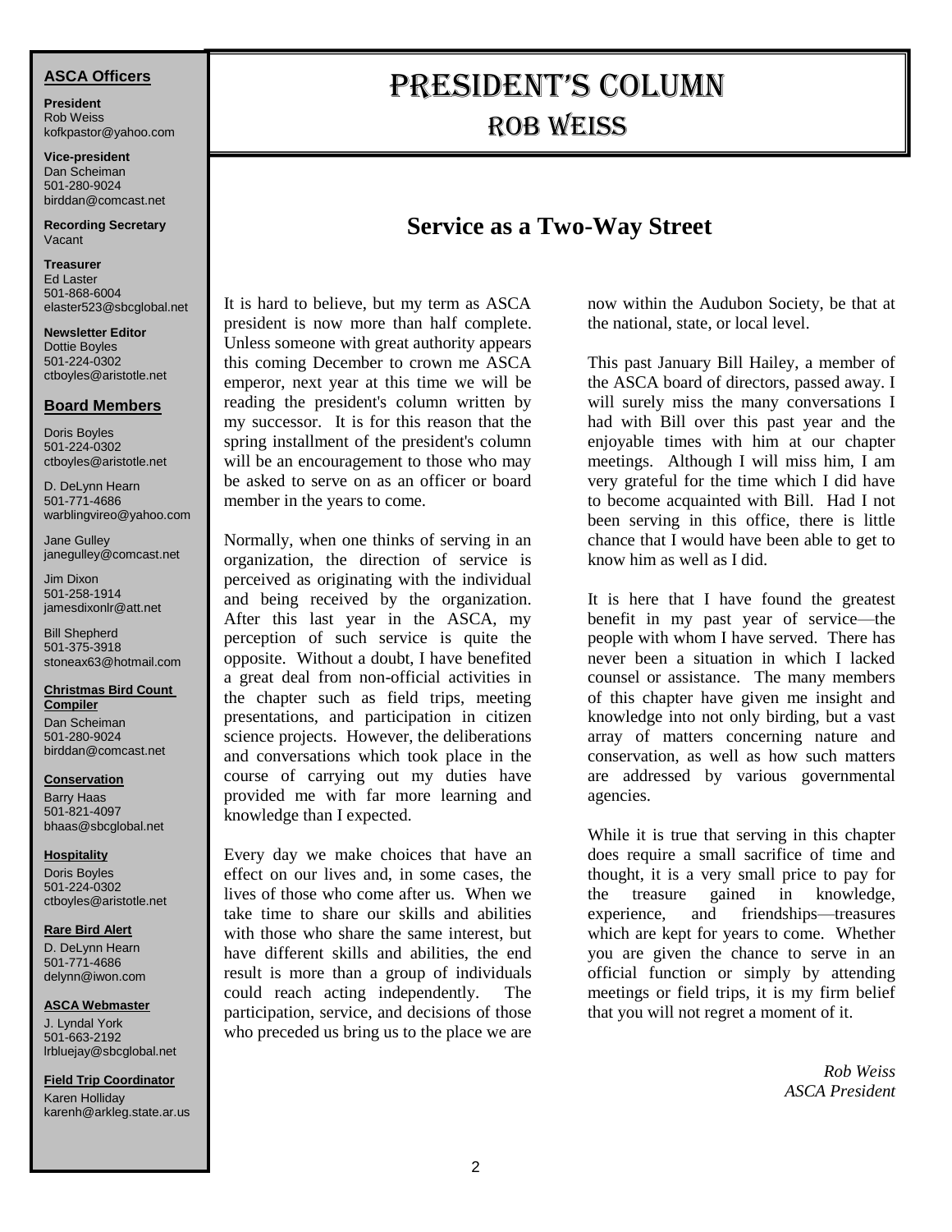## ASCA Officers

**President**
Rob Weiss
kofkpastor@yahoo.com

**Vice-president**
Dan Scheiman
501-280-9024
birddan@comcast.net

**Recording Secretary**
Vacant

**Treasurer**
Ed Laster
501-868-6004
elaster523@sbcglobal.net

**Newsletter Editor**
Dottie Boyles
501-224-0302
ctboyles@aristotle.net

## Board Members

Doris Boyles
501-224-0302
ctboyles@aristotle.net

D. DeLynn Hearn
501-771-4686
warblingvireo@yahoo.com

Jane Gulley
janegulley@comcast.net

Jim Dixon
501-258-1914
jamesdixonlr@att.net

Bill Shepherd
501-375-3918
stoneax63@hotmail.com

**Christmas Bird Count Compiler**
Dan Scheiman
501-280-9024
birddan@comcast.net

**Conservation**
Barry Haas
501-821-4097
bhaas@sbcglobal.net

**Hospitality**
Doris Boyles
501-224-0302
ctboyles@aristotle.net

**Rare Bird Alert**
D. DeLynn Hearn
501-771-4686
delynn@iwon.com

**ASCA Webmaster**
J. Lyndal York
501-663-2192
lrbluejay@sbcglobal.net

**Field Trip Coordinator**
Karen Holliday
karenh@arkleg.state.ar.us

# PRESIDENT'S COLUMN
# ROB WEISS

## Service as a Two-Way Street

It is hard to believe, but my term as ASCA president is now more than half complete. Unless someone with great authority appears this coming December to crown me ASCA emperor, next year at this time we will be reading the president's column written by my successor. It is for this reason that the spring installment of the president's column will be an encouragement to those who may be asked to serve on as an officer or board member in the years to come.

Normally, when one thinks of serving in an organization, the direction of service is perceived as originating with the individual and being received by the organization. After this last year in the ASCA, my perception of such service is quite the opposite. Without a doubt, I have benefited a great deal from non-official activities in the chapter such as field trips, meeting presentations, and participation in citizen science projects. However, the deliberations and conversations which took place in the course of carrying out my duties have provided me with far more learning and knowledge than I expected.

Every day we make choices that have an effect on our lives and, in some cases, the lives of those who come after us. When we take time to share our skills and abilities with those who share the same interest, but have different skills and abilities, the end result is more than a group of individuals could reach acting independently. The participation, service, and decisions of those who preceded us bring us to the place we are now within the Audubon Society, be that at the national, state, or local level.

This past January Bill Hailey, a member of the ASCA board of directors, passed away. I will surely miss the many conversations I had with Bill over this past year and the enjoyable times with him at our chapter meetings. Although I will miss him, I am very grateful for the time which I did have to become acquainted with Bill. Had I not been serving in this office, there is little chance that I would have been able to get to know him as well as I did.

It is here that I have found the greatest benefit in my past year of service—the people with whom I have served. There has never been a situation in which I lacked counsel or assistance. The many members of this chapter have given me insight and knowledge into not only birding, but a vast array of matters concerning nature and conservation, as well as how such matters are addressed by various governmental agencies.

While it is true that serving in this chapter does require a small sacrifice of time and thought, it is a very small price to pay for the treasure gained in knowledge, experience, and friendships—treasures which are kept for years to come. Whether you are given the chance to serve in an official function or simply by attending meetings or field trips, it is my firm belief that you will not regret a moment of it.

*Rob Weiss*
*ASCA President*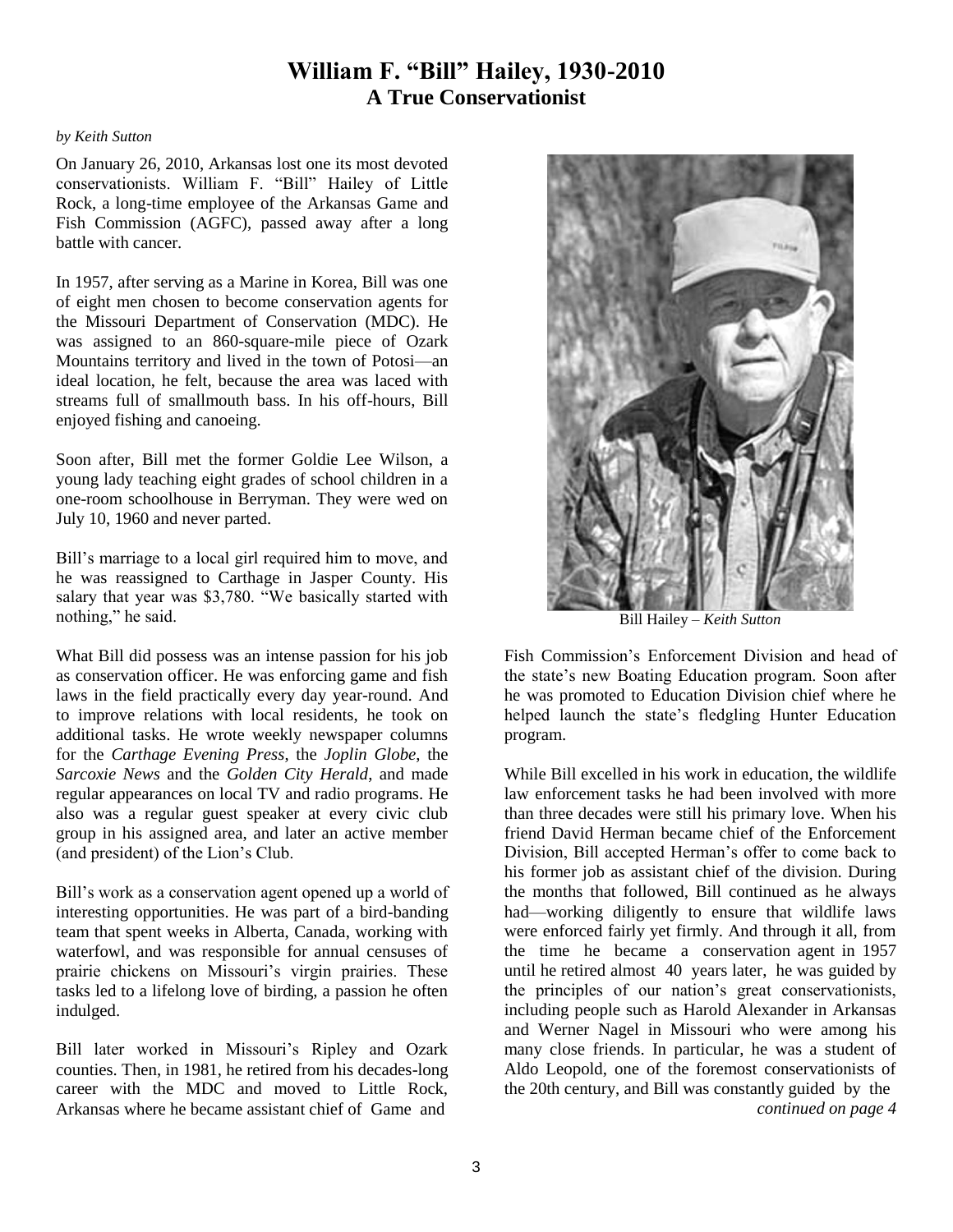# William F. "Bill" Hailey, 1930-2010
## A True Conservationist

*by Keith Sutton*

On January 26, 2010, Arkansas lost one its most devoted conservationists. William F. "Bill" Hailey of Little Rock, a long-time employee of the Arkansas Game and Fish Commission (AGFC), passed away after a long battle with cancer.

In 1957, after serving as a Marine in Korea, Bill was one of eight men chosen to become conservation agents for the Missouri Department of Conservation (MDC). He was assigned to an 860-square-mile piece of Ozark Mountains territory and lived in the town of Potosi—an ideal location, he felt, because the area was laced with streams full of smallmouth bass. In his off-hours, Bill enjoyed fishing and canoeing.

Soon after, Bill met the former Goldie Lee Wilson, a young lady teaching eight grades of school children in a one-room schoolhouse in Berryman. They were wed on July 10, 1960 and never parted.

Bill's marriage to a local girl required him to move, and he was reassigned to Carthage in Jasper County. His salary that year was $3,780. "We basically started with nothing," he said.

What Bill did possess was an intense passion for his job as conservation officer. He was enforcing game and fish laws in the field practically every day year-round. And to improve relations with local residents, he took on additional tasks. He wrote weekly newspaper columns for the *Carthage Evening Press*, the *Joplin Globe*, the *Sarcoxie News* and the *Golden City Herald*, and made regular appearances on local TV and radio programs. He also was a regular guest speaker at every civic club group in his assigned area, and later an active member (and president) of the Lion's Club.

Bill's work as a conservation agent opened up a world of interesting opportunities. He was part of a bird-banding team that spent weeks in Alberta, Canada, working with waterfowl, and was responsible for annual censuses of prairie chickens on Missouri's virgin prairies. These tasks led to a lifelong love of birding, a passion he often indulged.

Bill later worked in Missouri's Ripley and Ozark counties. Then, in 1981, he retired from his decades-long career with the MDC and moved to Little Rock, Arkansas where he became assistant chief of Game and Fish Commission's Enforcement Division and head of the state's new Boating Education program. Soon after he was promoted to Education Division chief where he helped launch the state's fledgling Hunter Education program.

Bill Hailey – *Keith Sutton*

While Bill excelled in his work in education, the wildlife law enforcement tasks he had been involved with more than three decades were still his primary love. When his friend David Herman became chief of the Enforcement Division, Bill accepted Herman's offer to come back to his former job as assistant chief of the division. During the months that followed, Bill continued as he always had—working diligently to ensure that wildlife laws were enforced fairly yet firmly. And through it all, from the time he became a conservation agent in 1957 until he retired almost 40 years later, he was guided by the principles of our nation's great conservationists, including people such as Harold Alexander in Arkansas and Werner Nagel in Missouri who were among his many close friends. In particular, he was a student of Aldo Leopold, one of the foremost conservationists of the 20th century, and Bill was constantly guided by the

*continued on page 4*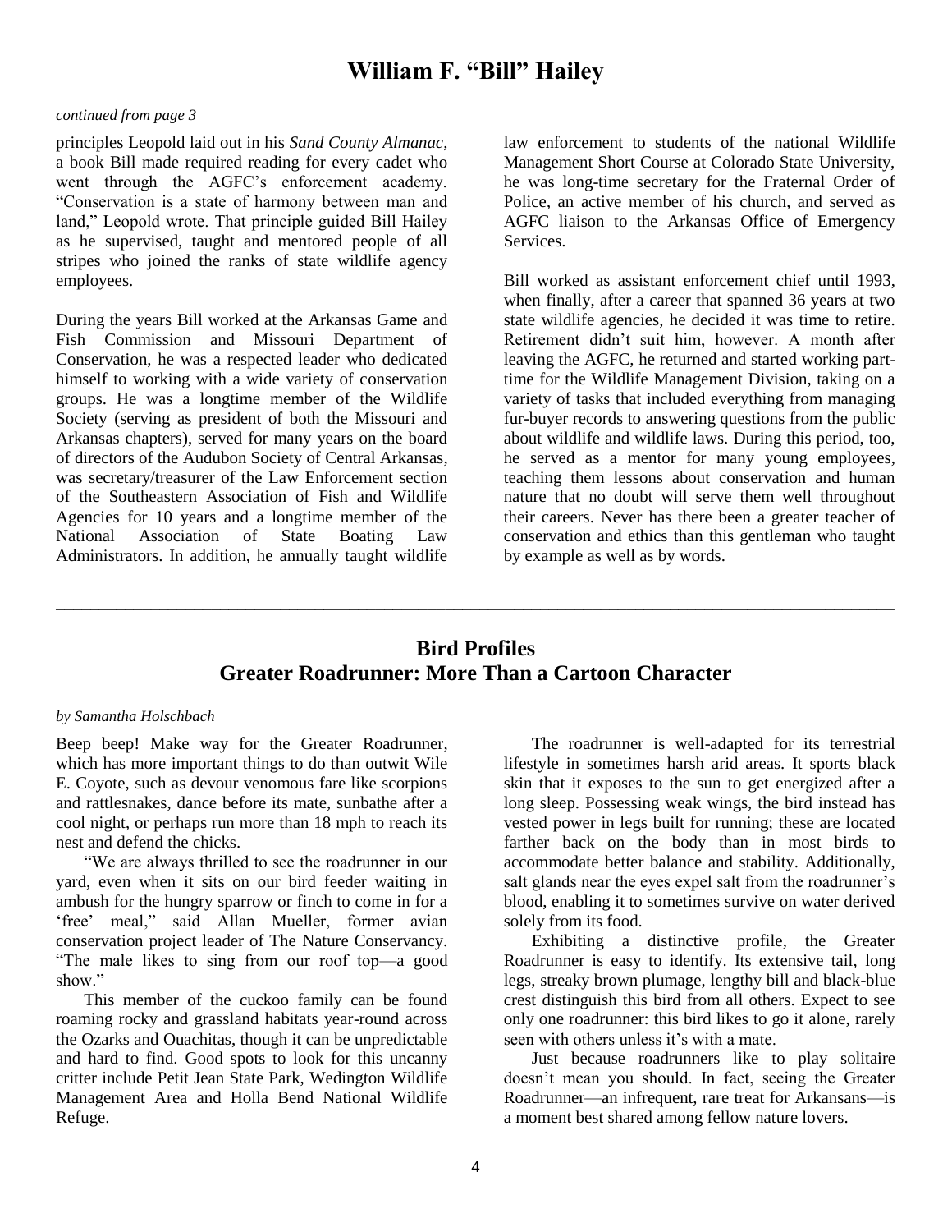# William F. "Bill" Hailey

*continued from page 3*

principles Leopold laid out in his *Sand County Almanac*, a book Bill made required reading for every cadet who went through the AGFC's enforcement academy. "Conservation is a state of harmony between man and land," Leopold wrote. That principle guided Bill Hailey as he supervised, taught and mentored people of all stripes who joined the ranks of state wildlife agency employees.

During the years Bill worked at the Arkansas Game and Fish Commission and Missouri Department of Conservation, he was a respected leader who dedicated himself to working with a wide variety of conservation groups. He was a longtime member of the Wildlife Society (serving as president of both the Missouri and Arkansas chapters), served for many years on the board of directors of the Audubon Society of Central Arkansas, was secretary/treasurer of the Law Enforcement section of the Southeastern Association of Fish and Wildlife Agencies for 10 years and a longtime member of the National Association of State Boating Law Administrators. In addition, he annually taught wildlife law enforcement to students of the national Wildlife Management Short Course at Colorado State University, he was long-time secretary for the Fraternal Order of Police, an active member of his church, and served as AGFC liaison to the Arkansas Office of Emergency Services.

Bill worked as assistant enforcement chief until 1993, when finally, after a career that spanned 36 years at two state wildlife agencies, he decided it was time to retire. Retirement didn't suit him, however. A month after leaving the AGFC, he returned and started working part-time for the Wildlife Management Division, taking on a variety of tasks that included everything from managing fur-buyer records to answering questions from the public about wildlife and wildlife laws. During this period, too, he served as a mentor for many young employees, teaching them lessons about conservation and human nature that no doubt will serve them well throughout their careers. Never has there been a greater teacher of conservation and ethics than this gentleman who taught by example as well as by words.

---

## Bird Profiles
## Greater Roadrunner: More Than a Cartoon Character

*by Samantha Holschbach*

Beep beep! Make way for the Greater Roadrunner, which has more important things to do than outwit Wile E. Coyote, such as devour venomous fare like scorpions and rattlesnakes, dance before its mate, sunbathe after a cool night, or perhaps run more than 18 mph to reach its nest and defend the chicks.

"We are always thrilled to see the roadrunner in our yard, even when it sits on our bird feeder waiting in ambush for the hungry sparrow or finch to come in for a 'free' meal," said Allan Mueller, former avian conservation project leader of The Nature Conservancy. "The male likes to sing from our roof top—a good show."

This member of the cuckoo family can be found roaming rocky and grassland habitats year-round across the Ozarks and Ouachitas, though it can be unpredictable and hard to find. Good spots to look for this uncanny critter include Petit Jean State Park, Wedington Wildlife Management Area and Holla Bend National Wildlife Refuge.

The roadrunner is well-adapted for its terrestrial lifestyle in sometimes harsh arid areas. It sports black skin that it exposes to the sun to get energized after a long sleep. Possessing weak wings, the bird instead has vested power in legs built for running; these are located farther back on the body than in most birds to accommodate better balance and stability. Additionally, salt glands near the eyes expel salt from the roadrunner's blood, enabling it to sometimes survive on water derived solely from its food.

Exhibiting a distinctive profile, the Greater Roadrunner is easy to identify. Its extensive tail, long legs, streaky brown plumage, lengthy bill and black-blue crest distinguish this bird from all others. Expect to see only one roadrunner: this bird likes to go it alone, rarely seen with others unless it's with a mate.

Just because roadrunners like to play solitaire doesn't mean you should. In fact, seeing the Greater Roadrunner—an infrequent, rare treat for Arkansans—is a moment best shared among fellow nature lovers.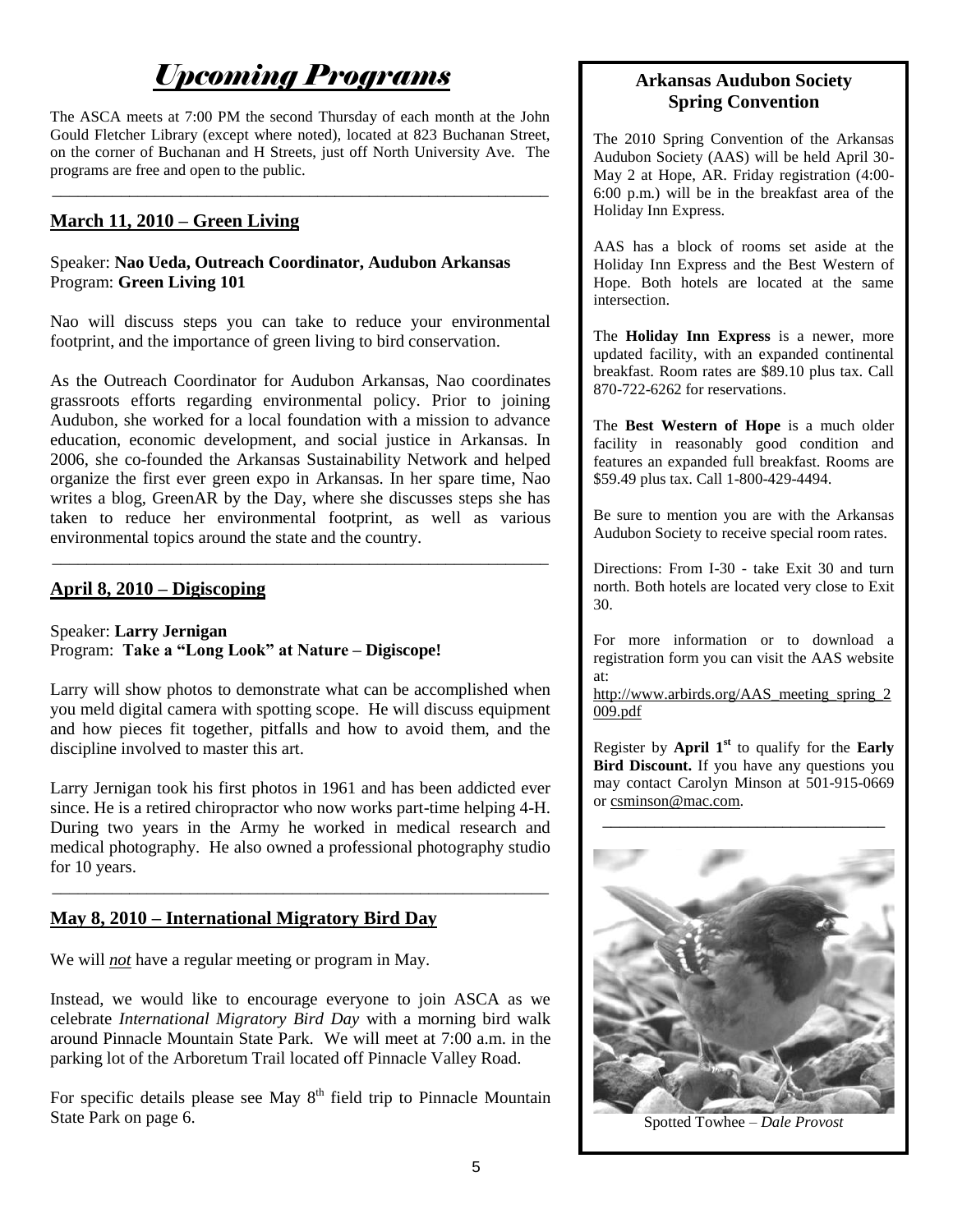# *Upcoming Programs*

The ASCA meets at 7:00 PM the second Thursday of each month at the John Gould Fletcher Library (except where noted), located at 823 Buchanan Street, on the corner of Buchanan and H Streets, just off North University Ave. The programs are free and open to the public.

---

## March 11, 2010 – Green Living

Speaker: **Nao Ueda, Outreach Coordinator, Audubon Arkansas**
Program: **Green Living 101**

Nao will discuss steps you can take to reduce your environmental footprint, and the importance of green living to bird conservation.

As the Outreach Coordinator for Audubon Arkansas, Nao coordinates grassroots efforts regarding environmental policy. Prior to joining Audubon, she worked for a local foundation with a mission to advance education, economic development, and social justice in Arkansas. In 2006, she co-founded the Arkansas Sustainability Network and helped organize the first ever green expo in Arkansas. In her spare time, Nao writes a blog, GreenAR by the Day, where she discusses steps she has taken to reduce her environmental footprint, as well as various environmental topics around the state and the country.

---

## April 8, 2010 – Digiscoping

Speaker: **Larry Jernigan**
Program: **Take a "Long Look" at Nature – Digiscope!**

Larry will show photos to demonstrate what can be accomplished when you meld digital camera with spotting scope. He will discuss equipment and how pieces fit together, pitfalls and how to avoid them, and the discipline involved to master this art.

Larry Jernigan took his first photos in 1961 and has been addicted ever since. He is a retired chiropractor who now works part-time helping 4-H. During two years in the Army he worked in medical research and medical photography. He also owned a professional photography studio for 10 years.

---

## May 8, 2010 – International Migratory Bird Day

We will ***not*** have a regular meeting or program in May.

Instead, we would like to encourage everyone to join ASCA as we celebrate *International Migratory Bird Day* with a morning bird walk around Pinnacle Mountain State Park. We will meet at 7:00 a.m. in the parking lot of the Arboretum Trail located off Pinnacle Valley Road.

For specific details please see May 8th field trip to Pinnacle Mountain State Park on page 6.

---

## Arkansas Audubon Society Spring Convention

The 2010 Spring Convention of the Arkansas Audubon Society (AAS) will be held April 30-May 2 at Hope, AR. Friday registration (4:00-6:00 p.m.) will be in the breakfast area of the Holiday Inn Express.

AAS has a block of rooms set aside at the Holiday Inn Express and the Best Western of Hope. Both hotels are located at the same intersection.

The **Holiday Inn Express** is a newer, more updated facility, with an expanded continental breakfast. Room rates are $89.10 plus tax. Call 870-722-6262 for reservations.

The **Best Western of Hope** is a much older facility in reasonably good condition and features an expanded full breakfast. Rooms are $59.49 plus tax. Call 1-800-429-4494.

Be sure to mention you are with the Arkansas Audubon Society to receive special room rates.

Directions: From I-30 - take Exit 30 and turn north. Both hotels are located very close to Exit 30.

For more information or to download a registration form you can visit the AAS website at: http://www.arbirds.org/AAS_meeting_spring_2009.pdf

Register by **April 1st** to qualify for the **Early Bird Discount.** If you have any questions you may contact Carolyn Minson at 501-915-0669 or csminson@mac.com.

Spotted Towhee – *Dale Provost*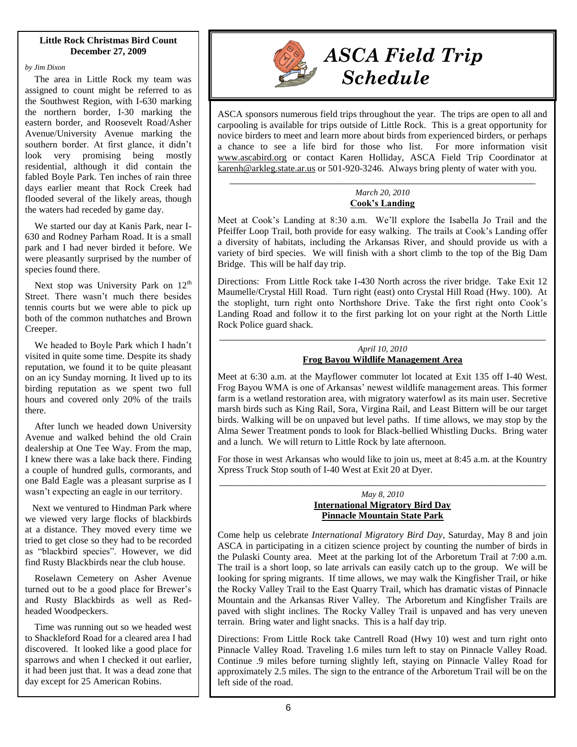## Little Rock Christmas Bird Count
**December 27, 2009**

*by Jim Dixon*

The area in Little Rock my team was assigned to count might be referred to as the Southwest Region, with I-630 marking the northern border, I-30 marking the eastern border, and Roosevelt Road/Asher Avenue/University Avenue marking the southern border. At first glance, it didn't look very promising being mostly residential, although it did contain the fabled Boyle Park. Ten inches of rain three days earlier meant that Rock Creek had flooded several of the likely areas, though the waters had receded by game day.

We started our day at Kanis Park, near I-630 and Rodney Parham Road. It is a small park and I had never birded it before. We were pleasantly surprised by the number of species found there.

Next stop was University Park on 12th Street. There wasn't much there besides tennis courts but we were able to pick up both of the common nuthatches and Brown Creeper.

We headed to Boyle Park which I hadn't visited in quite some time. Despite its shady reputation, we found it to be quite pleasant on an icy Sunday morning. It lived up to its birding reputation as we spent two full hours and covered only 20% of the trails there.

After lunch we headed down University Avenue and walked behind the old Crain dealership at One Tee Way. From the map, I knew there was a lake back there. Finding a couple of hundred gulls, cormorants, and one Bald Eagle was a pleasant surprise as I wasn't expecting an eagle in our territory.

Next we ventured to Hindman Park where we viewed very large flocks of blackbirds at a distance. They moved every time we tried to get close so they had to be recorded as "blackbird species". However, we did find Rusty Blackbirds near the club house.

Roselawn Cemetery on Asher Avenue turned out to be a good place for Brewer's and Rusty Blackbirds as well as Red-headed Woodpeckers.

Time was running out so we headed west to Shackleford Road for a cleared area I had discovered. It looked like a good place for sparrows and when I checked it out earlier, it had been just that. It was a dead zone that day except for 25 American Robins.

# *ASCA Field Trip Schedule*

ASCA sponsors numerous field trips throughout the year. The trips are open to all and carpooling is available for trips outside of Little Rock. This is a great opportunity for novice birders to meet and learn more about birds from experienced birders, or perhaps a chance to see a life bird for those who list. For more information visit www.ascabird.org or contact Karen Holliday, ASCA Field Trip Coordinator at karenh@arkleg.state.ar.us or 501-920-3246. Always bring plenty of water with you.

---

*March 20, 2010*
**Cook's Landing**

Meet at Cook's Landing at 8:30 a.m. We'll explore the Isabella Jo Trail and the Pfeiffer Loop Trail, both provide for easy walking. The trails at Cook's Landing offer a diversity of habitats, including the Arkansas River, and should provide us with a variety of bird species. We will finish with a short climb to the top of the Big Dam Bridge. This will be half day trip.

Directions: From Little Rock take I-430 North across the river bridge. Take Exit 12 Maumelle/Crystal Hill Road. Turn right (east) onto Crystal Hill Road (Hwy. 100). At the stoplight, turn right onto Northshore Drive. Take the first right onto Cook's Landing Road and follow it to the first parking lot on your right at the North Little Rock Police guard shack.

---

*April 10, 2010*
**Frog Bayou Wildlife Management Area**

Meet at 6:30 a.m. at the Mayflower commuter lot located at Exit 135 off I-40 West. Frog Bayou WMA is one of Arkansas' newest wildlife management areas. This former farm is a wetland restoration area, with migratory waterfowl as its main user. Secretive marsh birds such as King Rail, Sora, Virgina Rail, and Least Bittern will be our target birds. Walking will be on unpaved but level paths. If time allows, we may stop by the Alma Sewer Treatment ponds to look for Black-bellied Whistling Ducks. Bring water and a lunch. We will return to Little Rock by late afternoon.

For those in west Arkansas who would like to join us, meet at 8:45 a.m. at the Kountry Xpress Truck Stop south of I-40 West at Exit 20 at Dyer.

---

*May 8, 2010*
**International Migratory Bird Day**
**Pinnacle Mountain State Park**

Come help us celebrate *International Migratory Bird Day*, Saturday, May 8 and join ASCA in participating in a citizen science project by counting the number of birds in the Pulaski County area. Meet at the parking lot of the Arboretum Trail at 7:00 a.m. The trail is a short loop, so late arrivals can easily catch up to the group. We will be looking for spring migrants. If time allows, we may walk the Kingfisher Trail, or hike the Rocky Valley Trail to the East Quarry Trail, which has dramatic vistas of Pinnacle Mountain and the Arkansas River Valley. The Arboretum and Kingfisher Trails are paved with slight inclines. The Rocky Valley Trail is unpaved and has very uneven terrain. Bring water and light snacks. This is a half day trip.

Directions: From Little Rock take Cantrell Road (Hwy 10) west and turn right onto Pinnacle Valley Road. Traveling 1.6 miles turn left to stay on Pinnacle Valley Road. Continue .9 miles before turning slightly left, staying on Pinnacle Valley Road for approximately 2.5 miles. The sign to the entrance of the Arboretum Trail will be on the left side of the road.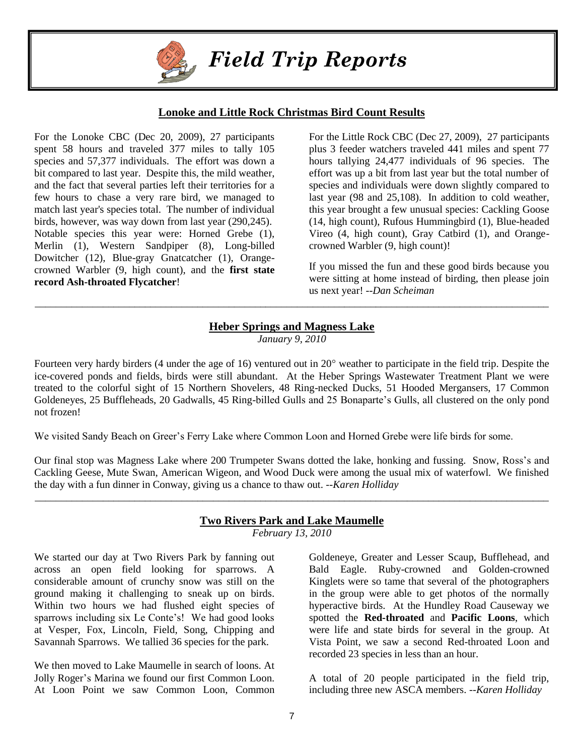# Field Trip Reports

## Lonoke and Little Rock Christmas Bird Count Results

For the Lonoke CBC (Dec 20, 2009), 27 participants spent 58 hours and traveled 377 miles to tally 105 species and 57,377 individuals. The effort was down a bit compared to last year. Despite this, the mild weather, and the fact that several parties left their territories for a few hours to chase a very rare bird, we managed to match last year's species total. The number of individual birds, however, was way down from last year (290,245). Notable species this year were: Horned Grebe (1), Merlin (1), Western Sandpiper (8), Long-billed Dowitcher (12), Blue-gray Gnatcatcher (1), Orange-crowned Warbler (9, high count), and the **first state record Ash-throated Flycatcher**!

For the Little Rock CBC (Dec 27, 2009), 27 participants plus 3 feeder watchers traveled 441 miles and spent 77 hours tallying 24,477 individuals of 96 species. The effort was up a bit from last year but the total number of species and individuals were down slightly compared to last year (98 and 25,108). In addition to cold weather, this year brought a few unusual species: Cackling Goose (14, high count), Rufous Hummingbird (1), Blue-headed Vireo (4, high count), Gray Catbird (1), and Orange-crowned Warbler (9, high count)!

If you missed the fun and these good birds because you were sitting at home instead of birding, then please join us next year! *--Dan Scheiman*

---

## Heber Springs and Magness Lake

*January 9, 2010*

Fourteen very hardy birders (4 under the age of 16) ventured out in 20° weather to participate in the field trip. Despite the ice-covered ponds and fields, birds were still abundant. At the Heber Springs Wastewater Treatment Plant we were treated to the colorful sight of 15 Northern Shovelers, 48 Ring-necked Ducks, 51 Hooded Mergansers, 17 Common Goldeneyes, 25 Buffleheads, 20 Gadwalls, 45 Ring-billed Gulls and 25 Bonaparte's Gulls, all clustered on the only pond not frozen!

We visited Sandy Beach on Greer's Ferry Lake where Common Loon and Horned Grebe were life birds for some.

Our final stop was Magness Lake where 200 Trumpeter Swans dotted the lake, honking and fussing. Snow, Ross's and Cackling Geese, Mute Swan, American Wigeon, and Wood Duck were among the usual mix of waterfowl. We finished the day with a fun dinner in Conway, giving us a chance to thaw out. *--Karen Holliday*

---

## Two Rivers Park and Lake Maumelle

*February 13, 2010*

We started our day at Two Rivers Park by fanning out across an open field looking for sparrows. A considerable amount of crunchy snow was still on the ground making it challenging to sneak up on birds. Within two hours we had flushed eight species of sparrows including six Le Conte's! We had good looks at Vesper, Fox, Lincoln, Field, Song, Chipping and Savannah Sparrows. We tallied 36 species for the park.

We then moved to Lake Maumelle in search of loons. At Jolly Roger's Marina we found our first Common Loon. At Loon Point we saw Common Loon, Common Goldeneye, Greater and Lesser Scaup, Bufflehead, and Bald Eagle. Ruby-crowned and Golden-crowned Kinglets were so tame that several of the photographers in the group were able to get photos of the normally hyperactive birds. At the Hundley Road Causeway we spotted the **Red-throated** and **Pacific Loons**, which were life and state birds for several in the group. At Vista Point, we saw a second Red-throated Loon and recorded 23 species in less than an hour.

A total of 20 people participated in the field trip, including three new ASCA members. *--Karen Holliday*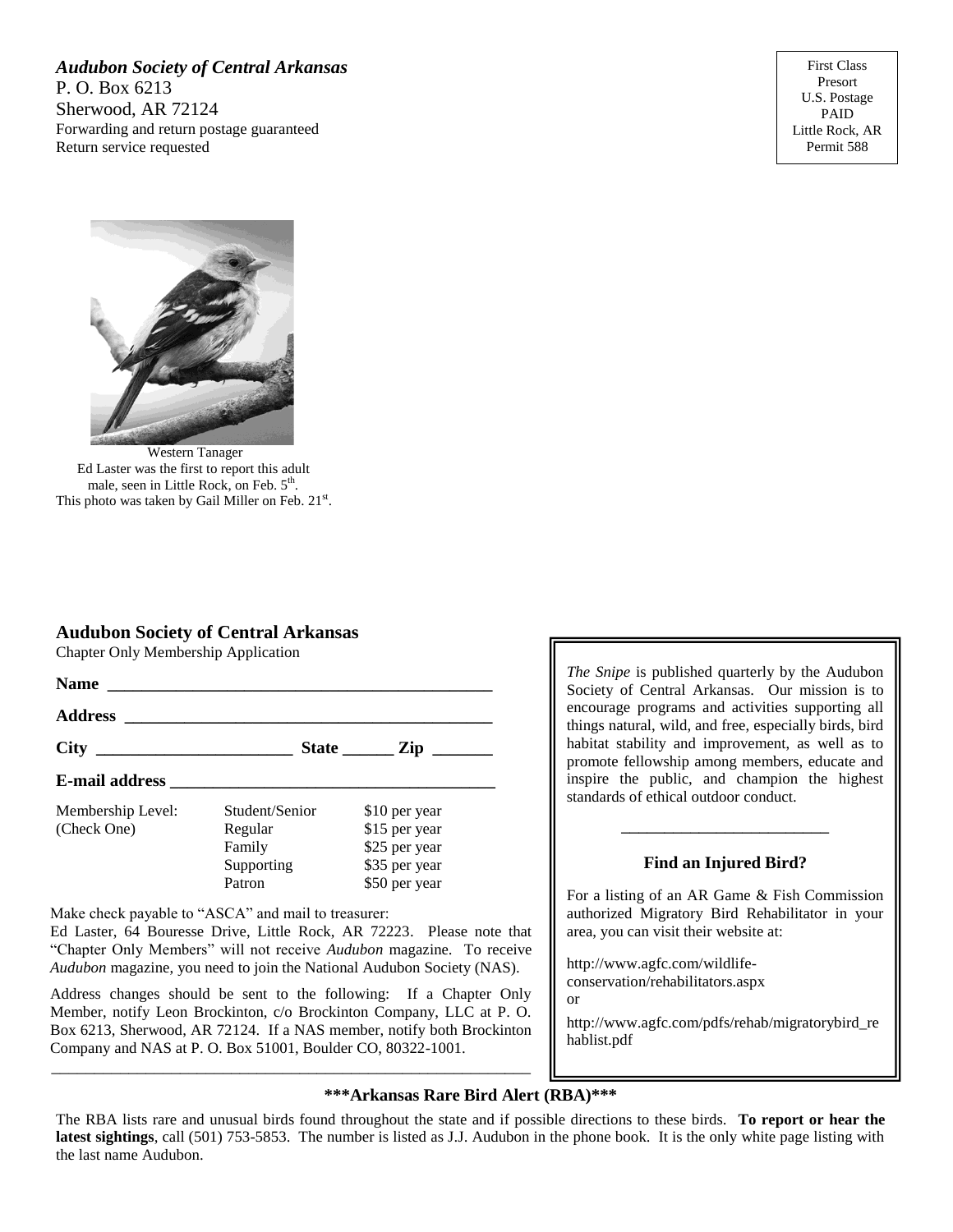*Audubon Society of Central Arkansas*
P. O. Box 6213
Sherwood, AR 72124
Forwarding and return postage guaranteed
Return service requested

First Class
Presort
U.S. Postage
PAID
Little Rock, AR
Permit 588

Western Tanager
Ed Laster was the first to report this adult male, seen in Little Rock, on Feb. 5th.
This photo was taken by Gail Miller on Feb. 21st.

## Audubon Society of Central Arkansas

Chapter Only Membership Application

**Name** ______________________________________________

**Address** ____________________________________________

**City** _______________________ **State** ______ **Zip** _______

**E-mail address** ______________________________________

| | | |
|---|---|---|
| Membership Level: | Student/Senior | $10 per year |
| (Check One) | Regular | $15 per year |
| | Family | $25 per year |
| | Supporting | $35 per year |
| | Patron | $50 per year |

Make check payable to "ASCA" and mail to treasurer:
Ed Laster, 64 Bouresse Drive, Little Rock, AR 72223. Please note that "Chapter Only Members" will not receive *Audubon* magazine. To receive *Audubon* magazine, you need to join the National Audubon Society (NAS).

Address changes should be sent to the following: If a Chapter Only Member, notify Leon Brockinton, c/o Brockinton Company, LLC at P. O. Box 6213, Sherwood, AR 72124. If a NAS member, notify both Brockinton Company and NAS at P. O. Box 51001, Boulder CO, 80322-1001.

*The Snipe* is published quarterly by the Audubon Society of Central Arkansas. Our mission is to encourage programs and activities supporting all things natural, wild, and free, especially birds, bird habitat stability and improvement, as well as to promote fellowship among members, educate and inspire the public, and champion the highest standards of ethical outdoor conduct.

### Find an Injured Bird?

For a listing of an AR Game & Fish Commission authorized Migratory Bird Rehabilitator in your area, you can visit their website at:

http://www.agfc.com/wildlife-conservation/rehabilitators.aspx
or

http://www.agfc.com/pdfs/rehab/migratorybird_rehablist.pdf

### \*\*\*Arkansas Rare Bird Alert (RBA)\*\*\*

The RBA lists rare and unusual birds found throughout the state and if possible directions to these birds. **To report or hear the latest sightings**, call (501) 753-5853. The number is listed as J.J. Audubon in the phone book. It is the only white page listing with the last name Audubon.